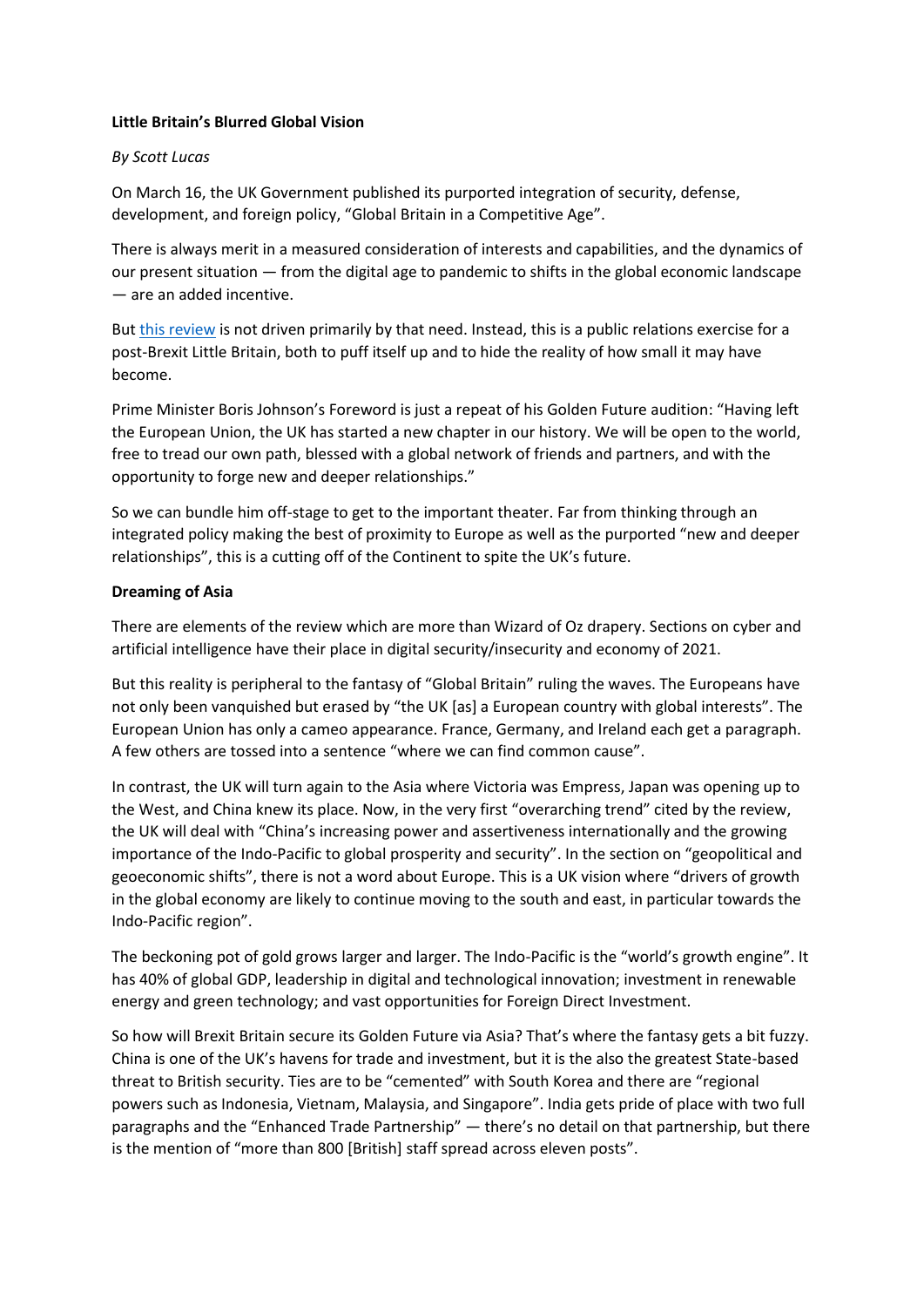**Little Britain's Blurred Global Vision**

*By Scott Lucas*

On March 16, the UK Government published its purported integration of security, defense, development, and foreign policy, "Global Britain in a Competitive Age".

There is always merit in a measured consideration of interests and capabilities, and the dynamics of our present situation — from the digital age to pandemic to shifts in the global economic landscape — are an added incentive.

But this review is not driven primarily by that need. Instead, this is a public relations exercise for a post-Brexit Little Britain, both to puff itself up and to hide the reality of how small it may have become.

Prime Minister Boris Johnson's Foreword is just a repeat of his Golden Future audition: "Having left the European Union, the UK has started a new chapter in our history. We will be open to the world, free to tread our own path, blessed with a global network of friends and partners, and with the opportunity to forge new and deeper relationships."

So we can bundle him off-stage to get to the important theater. Far from thinking through an integrated policy making the best of proximity to Europe as well as the purported "new and deeper relationships", this is a cutting off of the Continent to spite the UK's future.

**Dreaming of Asia**

There are elements of the review which are more than Wizard of Oz drapery. Sections on cyber and artificial intelligence have their place in digital security/insecurity and economy of 2021.

But this reality is peripheral to the fantasy of "Global Britain" ruling the waves. The Europeans have not only been vanquished but erased by "the UK [as] a European country with global interests". The European Union has only a cameo appearance. France, Germany, and Ireland each get a paragraph. A few others are tossed into a sentence "where we can find common cause".

In contrast, the UK will turn again to the Asia where Victoria was Empress, Japan was opening up to the West, and China knew its place. Now, in the very first "overarching trend" cited by the review, the UK will deal with "China's increasing power and assertiveness internationally and the growing importance of the Indo-Pacific to global prosperity and security". In the section on "geopolitical and geoeconomic shifts", there is not a word about Europe. This is a UK vision where "drivers of growth in the global economy are likely to continue moving to the south and east, in particular towards the Indo-Pacific region".

The beckoning pot of gold grows larger and larger. The Indo-Pacific is the "world's growth engine". It has 40% of global GDP, leadership in digital and technological innovation; investment in renewable energy and green technology; and vast opportunities for Foreign Direct Investment.

So how will Brexit Britain secure its Golden Future via Asia? That's where the fantasy gets a bit fuzzy. China is one of the UK's havens for trade and investment, but it is the also the greatest State-based threat to British security. Ties are to be "cemented" with South Korea and there are "regional powers such as Indonesia, Vietnam, Malaysia, and Singapore". India gets pride of place with two full paragraphs and the "Enhanced Trade Partnership" — there's no detail on that partnership, but there is the mention of "more than 800 [British] staff spread across eleven posts".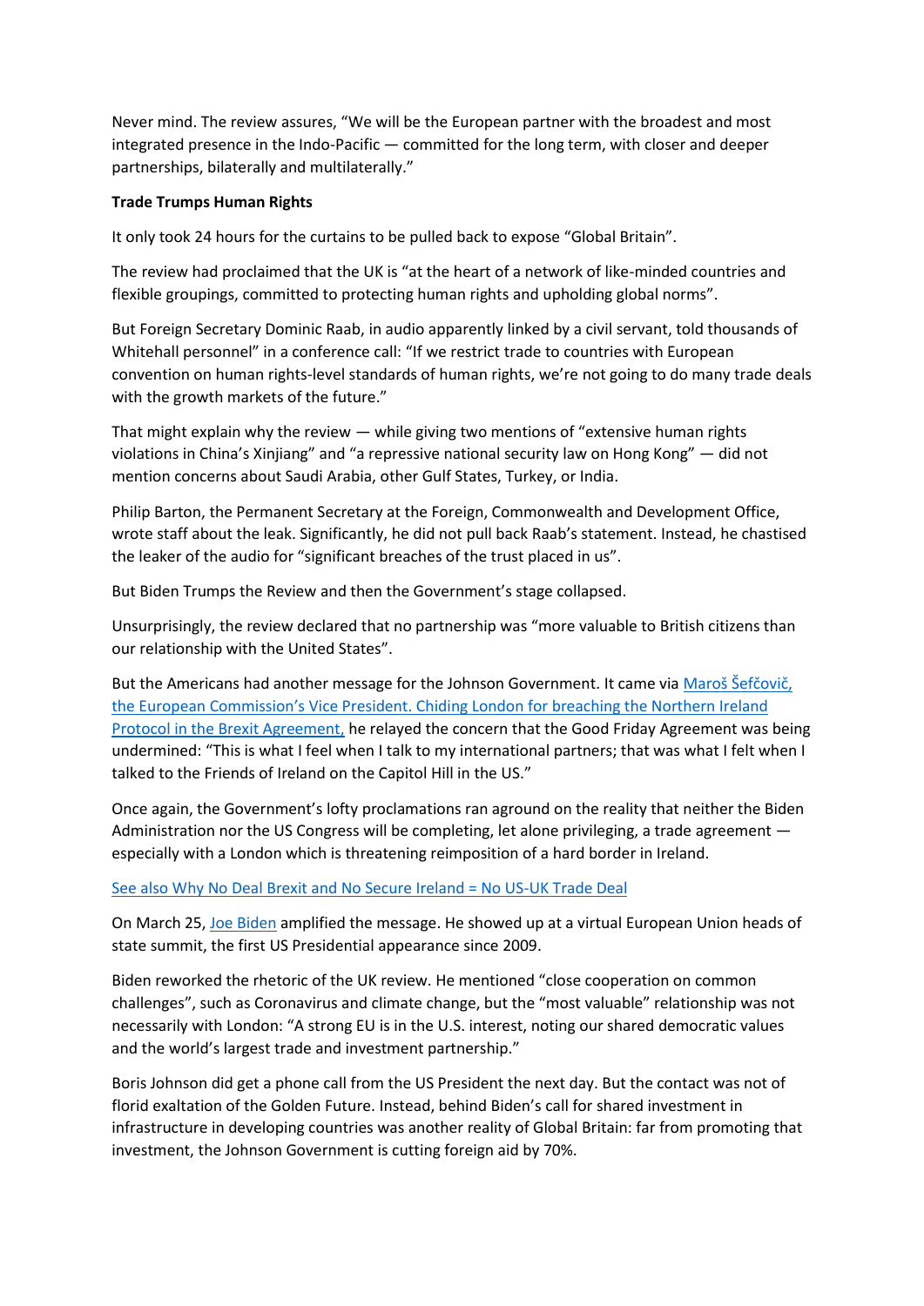Never mind. The review assures, "We will be the European partner with the broadest and most integrated presence in the Indo-Pacific — committed for the long term, with closer and deeper partnerships, bilaterally and multilaterally."

**Trade Trumps Human Rights**

It only took 24 hours for the curtains to be pulled back to expose "Global Britain".

The review had proclaimed that the UK is "at the heart of a network of like-minded countries and flexible groupings, committed to protecting human rights and upholding global norms".

But Foreign Secretary Dominic Raab, in audio apparently linked by a civil servant, told thousands of Whitehall personnel" in a conference call: "If we restrict trade to countries with European convention on human rights-level standards of human rights, we're not going to do many trade deals with the growth markets of the future."

That might explain why the review — while giving two mentions of "extensive human rights violations in China's Xinjiang" and "a repressive national security law on Hong Kong" — did not mention concerns about Saudi Arabia, other Gulf States, Turkey, or India.

Philip Barton, the Permanent Secretary at the Foreign, Commonwealth and Development Office, wrote staff about the leak. Significantly, he did not pull back Raab's statement. Instead, he chastised the leaker of the audio for "significant breaches of the trust placed in us".

But Biden Trumps the Review and then the Government's stage collapsed.

Unsurprisingly, the review declared that no partnership was "more valuable to British citizens than our relationship with the United States".

But the Americans had another message for the Johnson Government. It came via Maroš Šefčovič, the European Commission's Vice President. Chiding London for breaching the Northern Ireland Protocol in the Brexit Agreement, he relayed the concern that the Good Friday Agreement was being undermined: "This is what I feel when I talk to my international partners; that was what I felt when I talked to the Friends of Ireland on the Capitol Hill in the US."

Once again, the Government's lofty proclamations ran aground on the reality that neither the Biden Administration nor the US Congress will be completing, let alone privileging, a trade agreement — especially with a London which is threatening reimposition of a hard border in Ireland.

See also Why No Deal Brexit and No Secure Ireland = No US-UK Trade Deal

On March 25, Joe Biden amplified the message. He showed up at a virtual European Union heads of state summit, the first US Presidential appearance since 2009.

Biden reworked the rhetoric of the UK review. He mentioned "close cooperation on common challenges", such as Coronavirus and climate change, but the "most valuable" relationship was not necessarily with London: "A strong EU is in the U.S. interest, noting our shared democratic values and the world's largest trade and investment partnership."

Boris Johnson did get a phone call from the US President the next day. But the contact was not of florid exaltation of the Golden Future. Instead, behind Biden's call for shared investment in infrastructure in developing countries was another reality of Global Britain: far from promoting that investment, the Johnson Government is cutting foreign aid by 70%.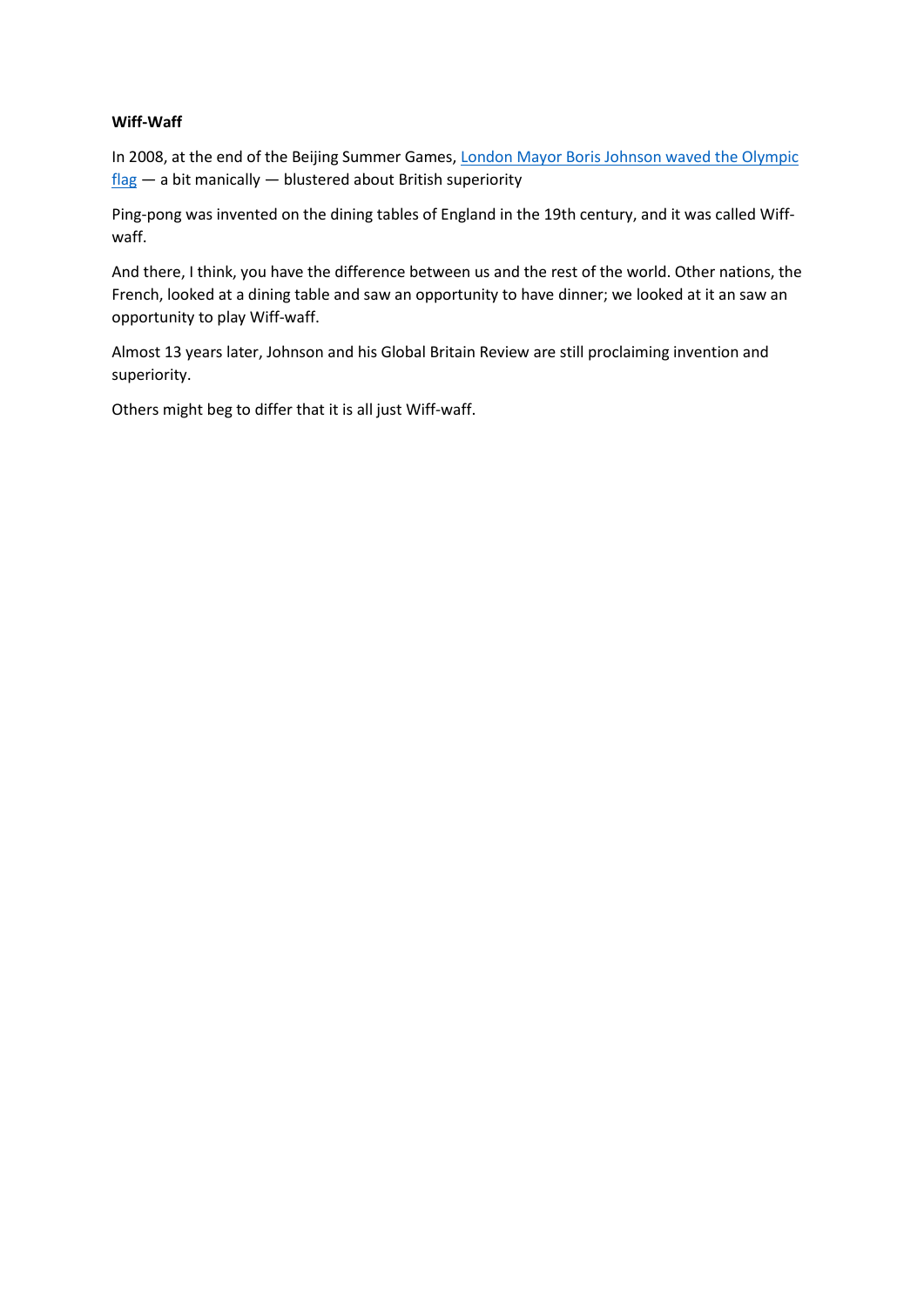**Wiff-Waff**

In 2008, at the end of the Beijing Summer Games, London Mayor Boris Johnson waved the Olympic flag — a bit manically — blustered about British superiority

Ping-pong was invented on the dining tables of England in the 19th century, and it was called Wiff-waff.

And there, I think, you have the difference between us and the rest of the world. Other nations, the French, looked at a dining table and saw an opportunity to have dinner; we looked at it an saw an opportunity to play Wiff-waff.

Almost 13 years later, Johnson and his Global Britain Review are still proclaiming invention and superiority.

Others might beg to differ that it is all just Wiff-waff.